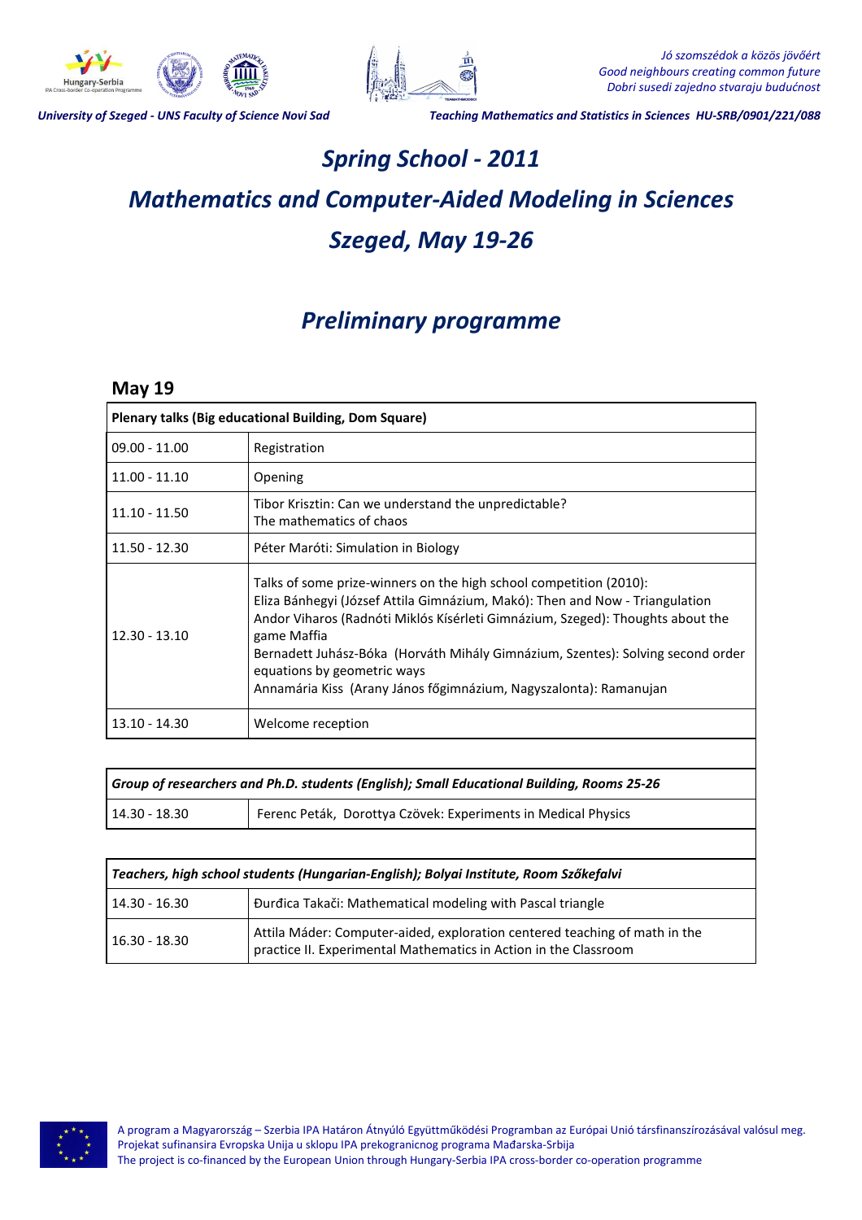*Jó szomszédok a közös jövőért*
*Good neighbours creating common future*
*Dobri susedi zajedno stvaraju budućnost*

***University of Szeged - UNS Faculty of Science Novi Sad*** ***Teaching Mathematics and Statistics in Sciences HU-SRB/0901/221/088***

# *Spring School - 2011*

# *Mathematics and Computer-Aided Modeling in Sciences*

# *Szeged, May 19-26*

## *Preliminary programme*

### May 19

| **Plenary talks (Big educational Building, Dom Square)** | |
|---|---|
| 09.00 - 11.00 | Registration |
| 11.00 - 11.10 | Opening |
| 11.10 - 11.50 | Tibor Krisztin: Can we understand the unpredictable? The mathematics of chaos |
| 11.50 - 12.30 | Péter Maróti: Simulation in Biology |
| 12.30 - 13.10 | Talks of some prize-winners on the high school competition (2010): Eliza Bánhegyi (József Attila Gimnázium, Makó): Then and Now - Triangulation Andor Viharos (Radnóti Miklós Kísérleti Gimnázium, Szeged): Thoughts about the game Maffia Bernadett Juhász-Bóka (Horváth Mihály Gimnázium, Szentes): Solving second order equations by geometric ways Annamária Kiss (Arany János főgimnázium, Nagyszalonta): Ramanujan |
| 13.10 - 14.30 | Welcome reception |

| ***Group of researchers and Ph.D. students (English); Small Educational Building, Rooms 25-26*** | |
|---|---|
| 14.30 - 18.30 | Ferenc Peták, Dorottya Czövek: Experiments in Medical Physics |

| ***Teachers, high school students (Hungarian-English); Bolyai Institute, Room Szőkefalvi*** | |
|---|---|
| 14.30 - 16.30 | Đurđica Takači: Mathematical modeling with Pascal triangle |
| 16.30 - 18.30 | Attila Máder: Computer-aided, exploration centered teaching of math in the practice II. Experimental Mathematics in Action in the Classroom |

A program a Magyarország – Szerbia IPA Határon Átnyúló Együttműködési Programban az Európai Unió társfinanszírozásával valósul meg.
Projekat sufinansira Evropska Unija u sklopu IPA prekogranicnog programa Mađarska-Srbija
The project is co-financed by the European Union through Hungary-Serbia IPA cross-border co-operation programme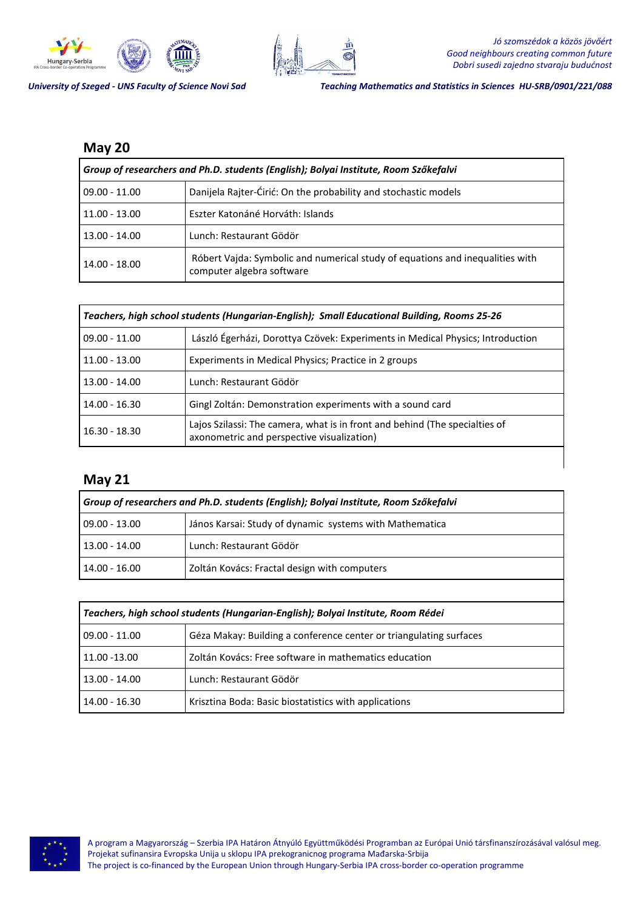## May 20

| Group of researchers and Ph.D. students (English); Bolyai Institute, Room Szőkefalvi | |
|---|---|
| 09.00 - 11.00 | Danijela Rajter-Ćirić: On the probability and stochastic models |
| 11.00 - 13.00 | Eszter Katonáné Horváth: Islands |
| 13.00 - 14.00 | Lunch: Restaurant Gödör |
| 14.00 - 18.00 | Róbert Vajda: Symbolic and numerical study of equations and inequalities with computer algebra software |

| Teachers, high school students (Hungarian-English); Small Educational Building, Rooms 25-26 | |
|---|---|
| 09.00 - 11.00 | László Égerházi, Dorottya Czövek: Experiments in Medical Physics; Introduction |
| 11.00 - 13.00 | Experiments in Medical Physics; Practice in 2 groups |
| 13.00 - 14.00 | Lunch: Restaurant Gödör |
| 14.00 - 16.30 | Gingl Zoltán: Demonstration experiments with a sound card |
| 16.30 - 18.30 | Lajos Szilassi: The camera, what is in front and behind (The specialties of axonometric and perspective visualization) |

## May 21

| Group of researchers and Ph.D. students (English); Bolyai Institute, Room Szőkefalvi | |
|---|---|
| 09.00 - 13.00 | János Karsai: Study of dynamic systems with Mathematica |
| 13.00 - 14.00 | Lunch: Restaurant Gödör |
| 14.00 - 16.00 | Zoltán Kovács: Fractal design with computers |

| Teachers, high school students (Hungarian-English); Bolyai Institute, Room Rédei | |
|---|---|
| 09.00 - 11.00 | Géza Makay: Building a conference center or triangulating surfaces |
| 11.00 -13.00 | Zoltán Kovács: Free software in mathematics education |
| 13.00 - 14.00 | Lunch: Restaurant Gödör |
| 14.00 - 16.30 | Krisztina Boda: Basic biostatistics with applications |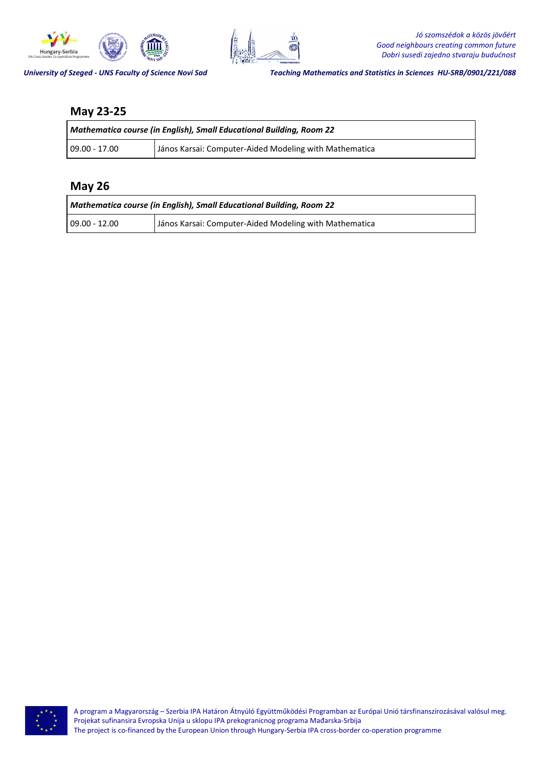## May 23-25

| *Mathematica course (in English), Small Educational Building, Room 22* | |
|---|---|
| 09.00 - 17.00 | János Karsai: Computer-Aided Modeling with Mathematica |

## May 26

| *Mathematica course (in English), Small Educational Building, Room 22* | |
|---|---|
| 09.00 - 12.00 | János Karsai: Computer-Aided Modeling with Mathematica |